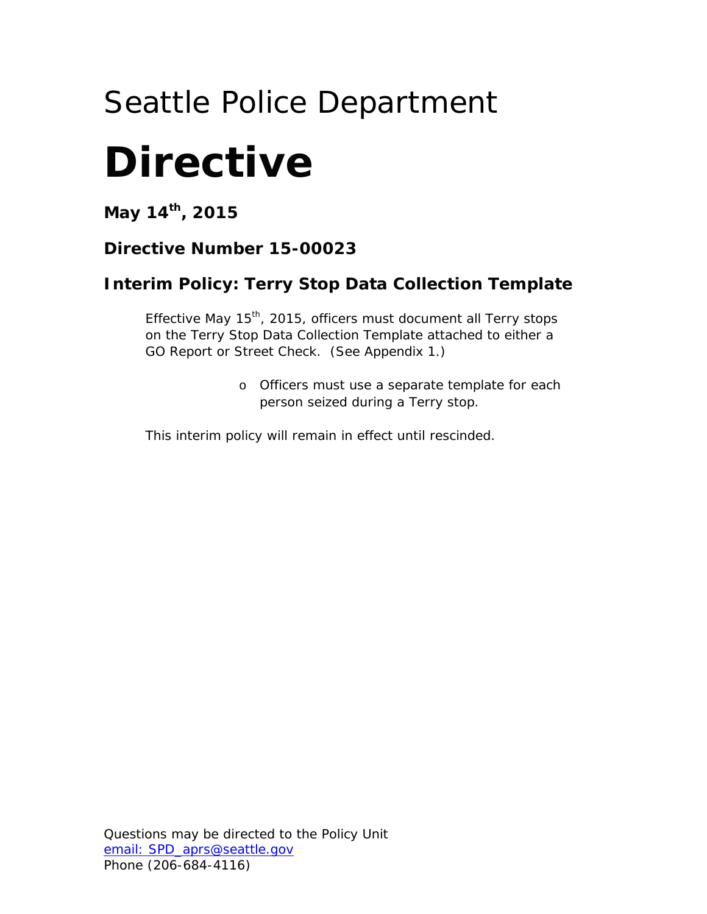Seattle Police Department

# Directive

**May 14th, 2015**

### Directive Number 15-00023

### Interim Policy: Terry Stop Data Collection Template

Effective May 15th, 2015, officers must document all Terry stops on the Terry Stop Data Collection Template attached to either a GO Report or Street Check. (See Appendix 1.)

- Officers must use a separate template for each person seized during a Terry stop.

This interim policy will remain in effect until rescinded.

Questions may be directed to the Policy Unit
email: SPD_aprs@seattle.gov
Phone (206-684-4116)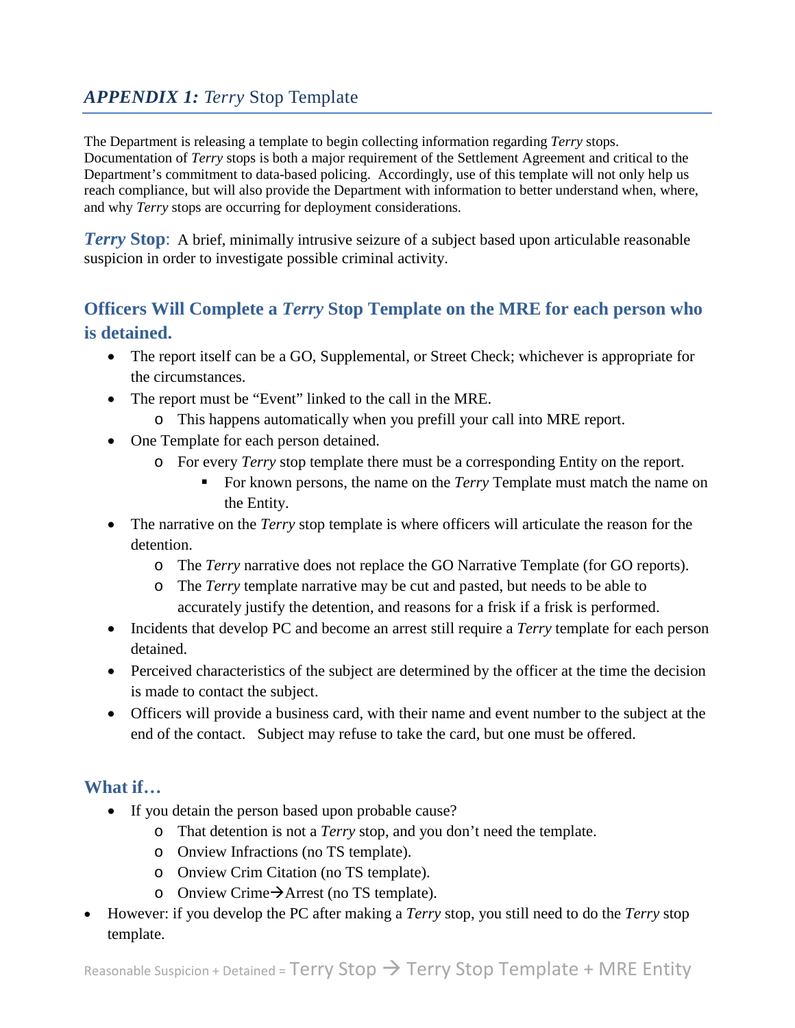## *APPENDIX 1:* *Terry* Stop Template

The Department is releasing a template to begin collecting information regarding *Terry* stops. Documentation of *Terry* stops is both a major requirement of the Settlement Agreement and critical to the Department's commitment to data-based policing. Accordingly, use of this template will not only help us reach compliance, but will also provide the Department with information to better understand when, where, and why *Terry* stops are occurring for deployment considerations.

***Terry* Stop**: A brief, minimally intrusive seizure of a subject based upon articulable reasonable suspicion in order to investigate possible criminal activity.

### Officers Will Complete a *Terry* Stop Template on the MRE for each person who is detained.

- The report itself can be a GO, Supplemental, or Street Check; whichever is appropriate for the circumstances.
- The report must be "Event" linked to the call in the MRE.
  - This happens automatically when you prefill your call into MRE report.
- One Template for each person detained.
  - For every *Terry* stop template there must be a corresponding Entity on the report.
    - For known persons, the name on the *Terry* Template must match the name on the Entity.
- The narrative on the *Terry* stop template is where officers will articulate the reason for the detention.
  - The *Terry* narrative does not replace the GO Narrative Template (for GO reports).
  - The *Terry* template narrative may be cut and pasted, but needs to be able to accurately justify the detention, and reasons for a frisk if a frisk is performed.
- Incidents that develop PC and become an arrest still require a *Terry* template for each person detained.
- Perceived characteristics of the subject are determined by the officer at the time the decision is made to contact the subject.
- Officers will provide a business card, with their name and event number to the subject at the end of the contact. Subject may refuse to take the card, but one must be offered.

### What if…

- If you detain the person based upon probable cause?
  - That detention is not a *Terry* stop, and you don't need the template.
  - Onview Infractions (no TS template).
  - Onview Crim Citation (no TS template).
  - Onview Crime→Arrest (no TS template).
- However: if you develop the PC after making a *Terry* stop, you still need to do the *Terry* stop template.

Reasonable Suspicion + Detained = Terry Stop → Terry Stop Template + MRE Entity